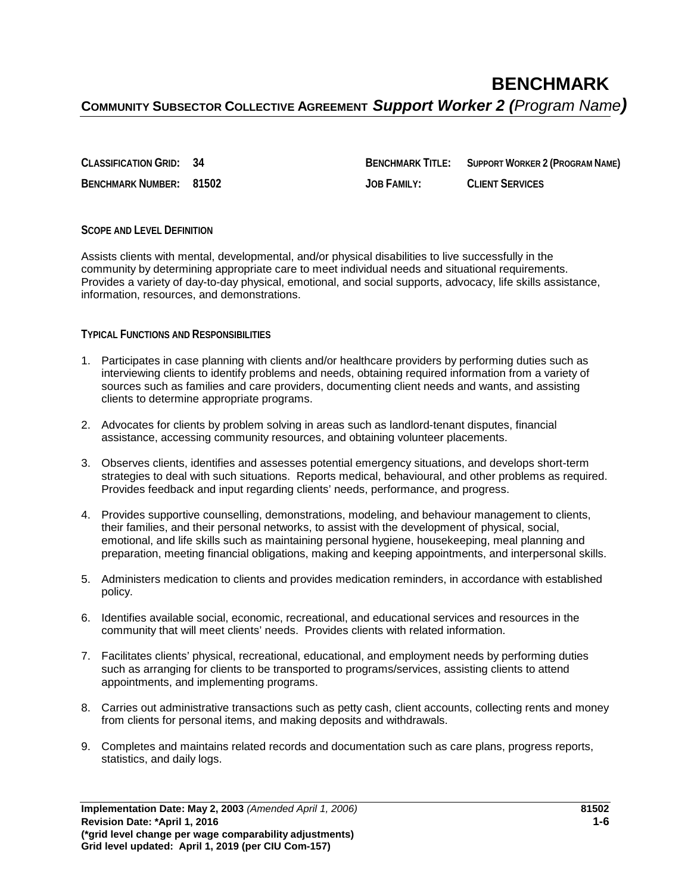# BENCHMARK

**COMMUNITY SUBSECTOR COLLECTIVE AGREEMENT** ***Support Worker 2 (****Program Name****)***

| | | | |
|---|---|---|---|
| **CLASSIFICATION GRID:** | **34** | **BENCHMARK TITLE:** | **SUPPORT WORKER 2 (PROGRAM NAME)** |
| **BENCHMARK NUMBER:** | **81502** | **JOB FAMILY:** | **CLIENT SERVICES** |

## SCOPE AND LEVEL DEFINITION

Assists clients with mental, developmental, and/or physical disabilities to live successfully in the community by determining appropriate care to meet individual needs and situational requirements. Provides a variety of day-to-day physical, emotional, and social supports, advocacy, life skills assistance, information, resources, and demonstrations.

## TYPICAL FUNCTIONS AND RESPONSIBILITIES

1. Participates in case planning with clients and/or healthcare providers by performing duties such as interviewing clients to identify problems and needs, obtaining required information from a variety of sources such as families and care providers, documenting client needs and wants, and assisting clients to determine appropriate programs.

2. Advocates for clients by problem solving in areas such as landlord-tenant disputes, financial assistance, accessing community resources, and obtaining volunteer placements.

3. Observes clients, identifies and assesses potential emergency situations, and develops short-term strategies to deal with such situations. Reports medical, behavioural, and other problems as required. Provides feedback and input regarding clients' needs, performance, and progress.

4. Provides supportive counselling, demonstrations, modeling, and behaviour management to clients, their families, and their personal networks, to assist with the development of physical, social, emotional, and life skills such as maintaining personal hygiene, housekeeping, meal planning and preparation, meeting financial obligations, making and keeping appointments, and interpersonal skills.

5. Administers medication to clients and provides medication reminders, in accordance with established policy.

6. Identifies available social, economic, recreational, and educational services and resources in the community that will meet clients' needs. Provides clients with related information.

7. Facilitates clients' physical, recreational, educational, and employment needs by performing duties such as arranging for clients to be transported to programs/services, assisting clients to attend appointments, and implementing programs.

8. Carries out administrative transactions such as petty cash, client accounts, collecting rents and money from clients for personal items, and making deposits and withdrawals.

9. Completes and maintains related records and documentation such as care plans, progress reports, statistics, and daily logs.

**Implementation Date: May 2, 2003** *(Amended April 1, 2006)*
**Revision Date: *April 1, 2016**
**(*grid level change per wage comparability adjustments)**
**Grid level updated: April 1, 2019 (per CIU Com-157)**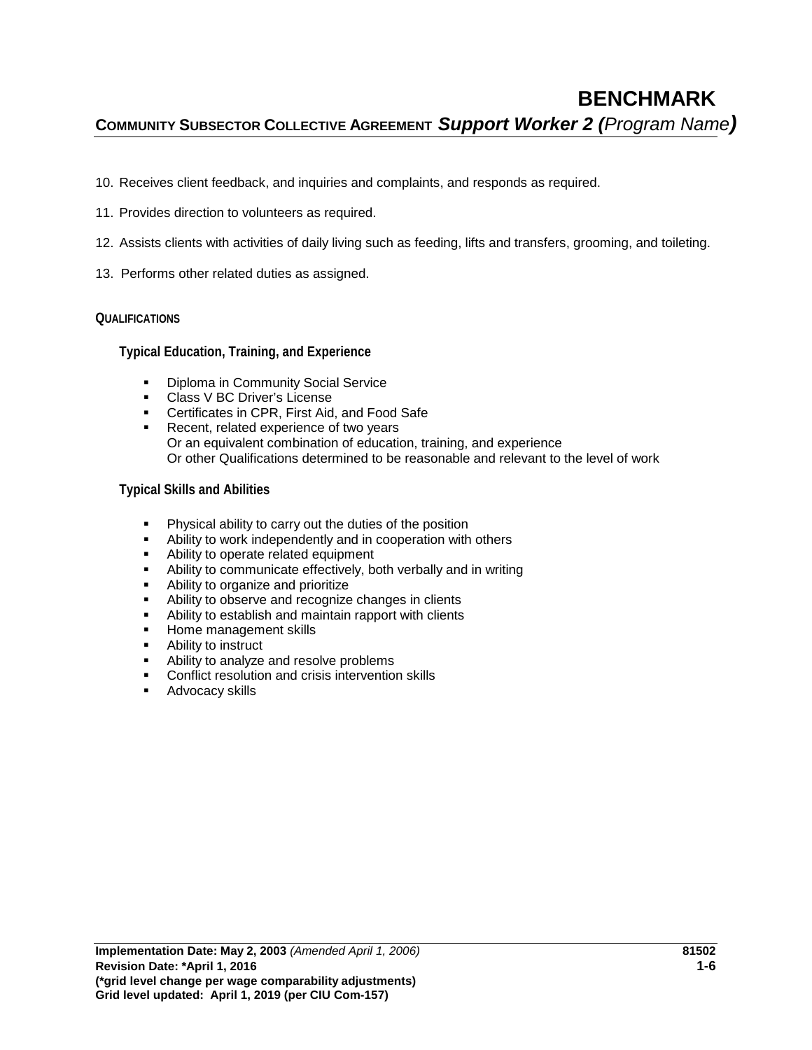10. Receives client feedback, and inquiries and complaints, and responds as required.

11. Provides direction to volunteers as required.

12. Assists clients with activities of daily living such as feeding, lifts and transfers, grooming, and toileting.

13. Performs other related duties as assigned.

## QUALIFICATIONS

### Typical Education, Training, and Experience

- Diploma in Community Social Service
- Class V BC Driver's License
- Certificates in CPR, First Aid, and Food Safe
- Recent, related experience of two years
  Or an equivalent combination of education, training, and experience
  Or other Qualifications determined to be reasonable and relevant to the level of work

### Typical Skills and Abilities

- Physical ability to carry out the duties of the position
- Ability to work independently and in cooperation with others
- Ability to operate related equipment
- Ability to communicate effectively, both verbally and in writing
- Ability to organize and prioritize
- Ability to observe and recognize changes in clients
- Ability to establish and maintain rapport with clients
- Home management skills
- Ability to instruct
- Ability to analyze and resolve problems
- Conflict resolution and crisis intervention skills
- Advocacy skills

**Implementation Date: May 2, 2003** *(Amended April 1, 2006)* **81502**
**Revision Date: *April 1, 2016**
**(*grid level change per wage comparability adjustments)**
**Grid level updated: April 1, 2019 (per CIU Com-157)**